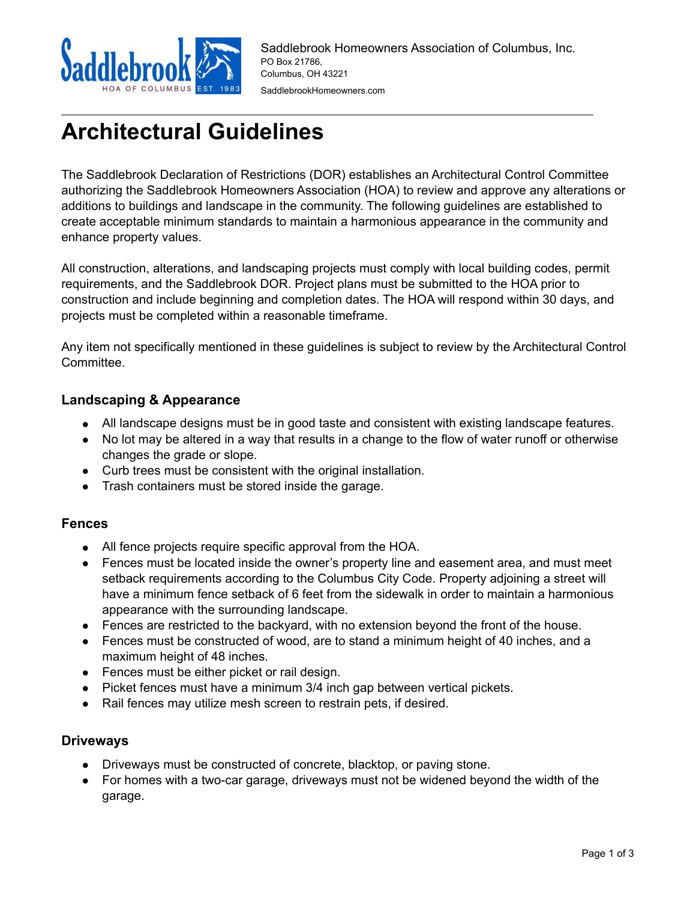Saddlebrook Homeowners Association of Columbus, Inc.
PO Box 21786,
Columbus, OH 43221
SaddlebrookHomeowners.com

# Architectural Guidelines

The Saddlebrook Declaration of Restrictions (DOR) establishes an Architectural Control Committee authorizing the Saddlebrook Homeowners Association (HOA) to review and approve any alterations or additions to buildings and landscape in the community. The following guidelines are established to create acceptable minimum standards to maintain a harmonious appearance in the community and enhance property values.

All construction, alterations, and landscaping projects must comply with local building codes, permit requirements, and the Saddlebrook DOR. Project plans must be submitted to the HOA prior to construction and include beginning and completion dates. The HOA will respond within 30 days, and projects must be completed within a reasonable timeframe.

Any item not specifically mentioned in these guidelines is subject to review by the Architectural Control Committee.

### Landscaping & Appearance

- All landscape designs must be in good taste and consistent with existing landscape features.
- No lot may be altered in a way that results in a change to the flow of water runoff or otherwise changes the grade or slope.
- Curb trees must be consistent with the original installation.
- Trash containers must be stored inside the garage.

### Fences

- All fence projects require specific approval from the HOA.
- Fences must be located inside the owner's property line and easement area, and must meet setback requirements according to the Columbus City Code. Property adjoining a street will have a minimum fence setback of 6 feet from the sidewalk in order to maintain a harmonious appearance with the surrounding landscape.
- Fences are restricted to the backyard, with no extension beyond the front of the house.
- Fences must be constructed of wood, are to stand a minimum height of 40 inches, and a maximum height of 48 inches.
- Fences must be either picket or rail design.
- Picket fences must have a minimum 3/4 inch gap between vertical pickets.
- Rail fences may utilize mesh screen to restrain pets, if desired.

### Driveways

- Driveways must be constructed of concrete, blacktop, or paving stone.
- For homes with a two-car garage, driveways must not be widened beyond the width of the garage.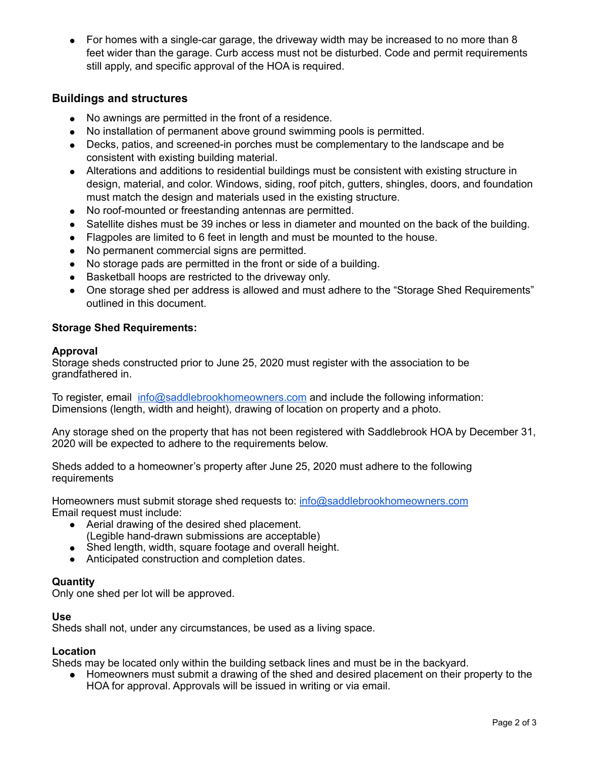- For homes with a single-car garage, the driveway width may be increased to no more than 8 feet wider than the garage. Curb access must not be disturbed. Code and permit requirements still apply, and specific approval of the HOA is required.

### Buildings and structures

- No awnings are permitted in the front of a residence.
- No installation of permanent above ground swimming pools is permitted.
- Decks, patios, and screened-in porches must be complementary to the landscape and be consistent with existing building material.
- Alterations and additions to residential buildings must be consistent with existing structure in design, material, and color. Windows, siding, roof pitch, gutters, shingles, doors, and foundation must match the design and materials used in the existing structure.
- No roof-mounted or freestanding antennas are permitted.
- Satellite dishes must be 39 inches or less in diameter and mounted on the back of the building.
- Flagpoles are limited to 6 feet in length and must be mounted to the house.
- No permanent commercial signs are permitted.
- No storage pads are permitted in the front or side of a building.
- Basketball hoops are restricted to the driveway only.
- One storage shed per address is allowed and must adhere to the "Storage Shed Requirements" outlined in this document.

**Storage Shed Requirements:**

**Approval**
Storage sheds constructed prior to June 25, 2020 must register with the association to be grandfathered in.

To register, email info@saddlebrookhomeowners.com and include the following information: Dimensions (length, width and height), drawing of location on property and a photo.

Any storage shed on the property that has not been registered with Saddlebrook HOA by December 31, 2020 will be expected to adhere to the requirements below.

Sheds added to a homeowner's property after June 25, 2020 must adhere to the following requirements

Homeowners must submit storage shed requests to: info@saddlebrookhomeowners.com
Email request must include:

- Aerial drawing of the desired shed placement. (Legible hand-drawn submissions are acceptable)
- Shed length, width, square footage and overall height.
- Anticipated construction and completion dates.

**Quantity**
Only one shed per lot will be approved.

**Use**
Sheds shall not, under any circumstances, be used as a living space.

**Location**
Sheds may be located only within the building setback lines and must be in the backyard.

- Homeowners must submit a drawing of the shed and desired placement on their property to the HOA for approval. Approvals will be issued in writing or via email.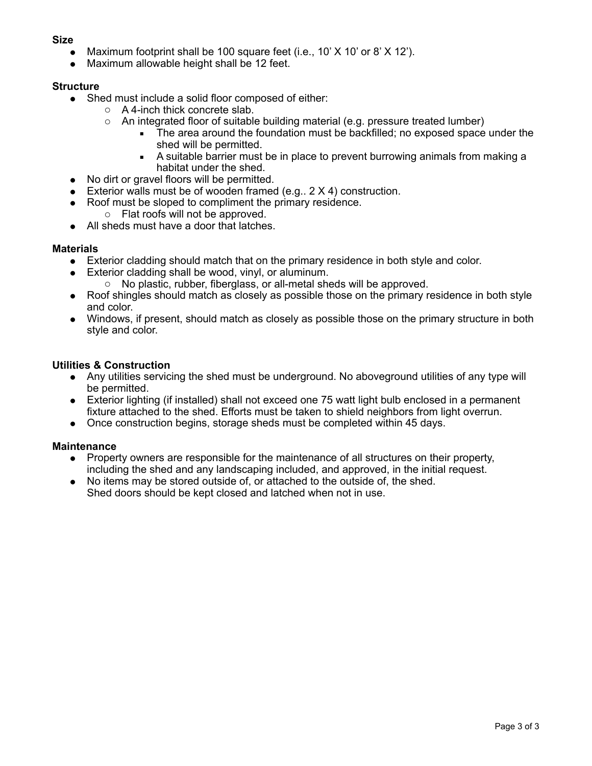**Size**

- Maximum footprint shall be 100 square feet (i.e., 10' X 10' or 8' X 12').
- Maximum allowable height shall be 12 feet.

**Structure**

- Shed must include a solid floor composed of either:
  - A 4-inch thick concrete slab.
  - An integrated floor of suitable building material (e.g. pressure treated lumber)
    - The area around the foundation must be backfilled; no exposed space under the shed will be permitted.
    - A suitable barrier must be in place to prevent burrowing animals from making a habitat under the shed.
- No dirt or gravel floors will be permitted.
- Exterior walls must be of wooden framed (e.g.. 2 X 4) construction.
- Roof must be sloped to compliment the primary residence.
  - Flat roofs will not be approved.
- All sheds must have a door that latches.

**Materials**

- Exterior cladding should match that on the primary residence in both style and color.
- Exterior cladding shall be wood, vinyl, or aluminum.
  - No plastic, rubber, fiberglass, or all-metal sheds will be approved.
- Roof shingles should match as closely as possible those on the primary residence in both style and color.
- Windows, if present, should match as closely as possible those on the primary structure in both style and color.

**Utilities & Construction**

- Any utilities servicing the shed must be underground. No aboveground utilities of any type will be permitted.
- Exterior lighting (if installed) shall not exceed one 75 watt light bulb enclosed in a permanent fixture attached to the shed. Efforts must be taken to shield neighbors from light overrun.
- Once construction begins, storage sheds must be completed within 45 days.

**Maintenance**

- Property owners are responsible for the maintenance of all structures on their property, including the shed and any landscaping included, and approved, in the initial request.
- No items may be stored outside of, or attached to the outside of, the shed.
  Shed doors should be kept closed and latched when not in use.